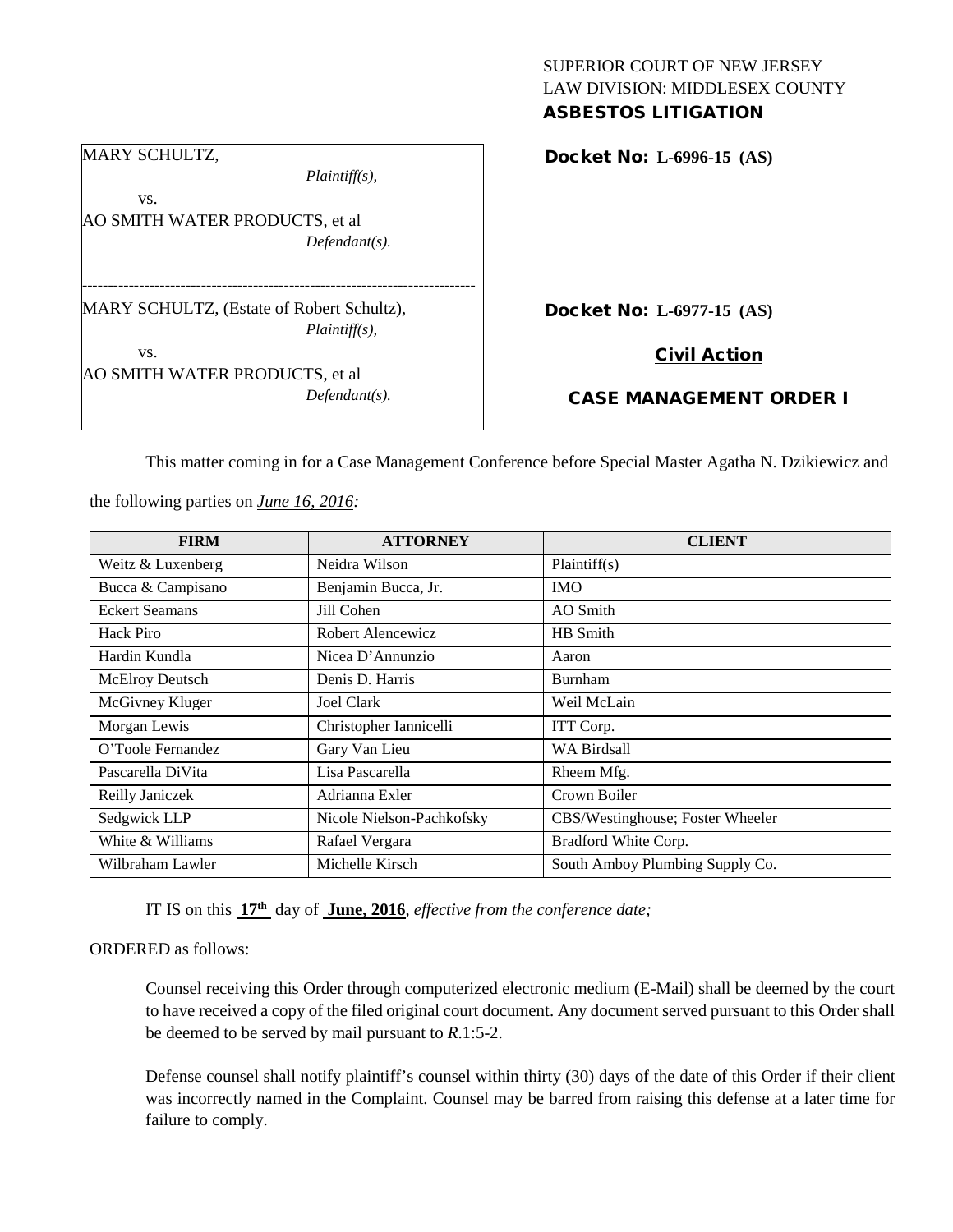SUPERIOR COURT OF NEW JERSEY
LAW DIVISION: MIDDLESEX COUNTY
**ASBESTOS LITIGATION**

MARY SCHULTZ,
*Plaintiff(s),*
vs.
AO SMITH WATER PRODUCTS, et al
*Defendant(s).*

**Docket No: L-6996-15 (AS)**

---

MARY SCHULTZ, (Estate of Robert Schultz),
*Plaintiff(s),*
vs.
AO SMITH WATER PRODUCTS, et al
*Defendant(s).*

**Docket No: L-6977-15 (AS)**

**Civil Action**

**CASE MANAGEMENT ORDER I**

This matter coming in for a Case Management Conference before Special Master Agatha N. Dzikiewicz and the following parties on ***June 16, 2016:***

| FIRM | ATTORNEY | CLIENT |
|---|---|---|
| Weitz & Luxenberg | Neidra Wilson | Plaintiff(s) |
| Bucca & Campisano | Benjamin Bucca, Jr. | IMO |
| Eckert Seamans | Jill Cohen | AO Smith |
| Hack Piro | Robert Alencewicz | HB Smith |
| Hardin Kundla | Nicea D'Annunzio | Aaron |
| McElroy Deutsch | Denis D. Harris | Burnham |
| McGivney Kluger | Joel Clark | Weil McLain |
| Morgan Lewis | Christopher Iannicelli | ITT Corp. |
| O'Toole Fernandez | Gary Van Lieu | WA Birdsall |
| Pascarella DiVita | Lisa Pascarella | Rheem Mfg. |
| Reilly Janiczek | Adrianna Exler | Crown Boiler |
| Sedgwick LLP | Nicole Nielson-Pachkofsky | CBS/Westinghouse; Foster Wheeler |
| White & Williams | Rafael Vergara | Bradford White Corp. |
| Wilbraham Lawler | Michelle Kirsch | South Amboy Plumbing Supply Co. |

IT IS on this **17th** day of **June, 2016**, *effective from the conference date;*

ORDERED as follows:

Counsel receiving this Order through computerized electronic medium (E-Mail) shall be deemed by the court to have received a copy of the filed original court document. Any document served pursuant to this Order shall be deemed to be served by mail pursuant to *R*.1:5-2.

Defense counsel shall notify plaintiff's counsel within thirty (30) days of the date of this Order if their client was incorrectly named in the Complaint. Counsel may be barred from raising this defense at a later time for failure to comply.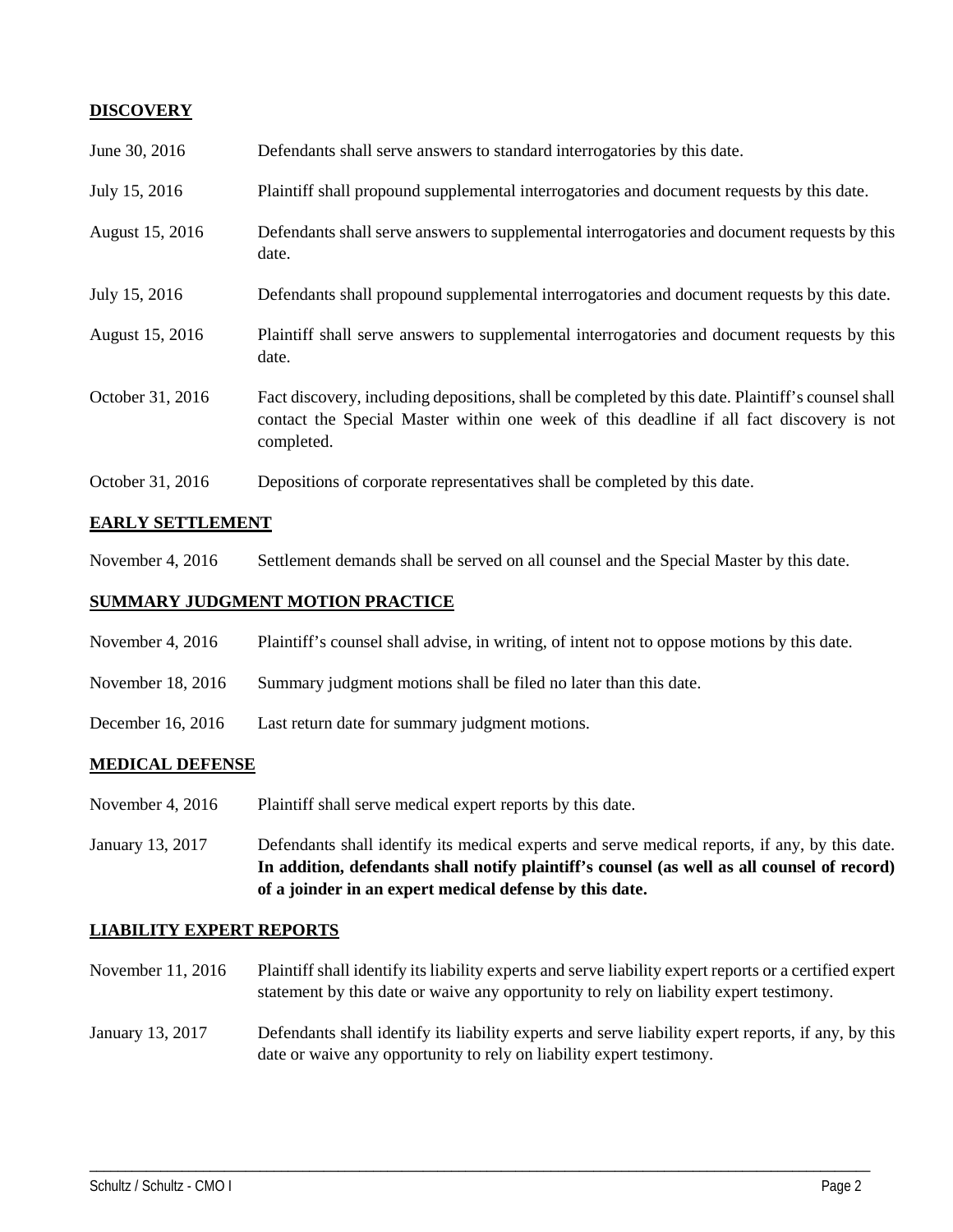## DISCOVERY

| | |
|---|---|
| June 30, 2016 | Defendants shall serve answers to standard interrogatories by this date. |
| July 15, 2016 | Plaintiff shall propound supplemental interrogatories and document requests by this date. |
| August 15, 2016 | Defendants shall serve answers to supplemental interrogatories and document requests by this date. |
| July 15, 2016 | Defendants shall propound supplemental interrogatories and document requests by this date. |
| August 15, 2016 | Plaintiff shall serve answers to supplemental interrogatories and document requests by this date. |
| October 31, 2016 | Fact discovery, including depositions, shall be completed by this date. Plaintiff's counsel shall contact the Special Master within one week of this deadline if all fact discovery is not completed. |
| October 31, 2016 | Depositions of corporate representatives shall be completed by this date. |

## EARLY SETTLEMENT

| | |
|---|---|
| November 4, 2016 | Settlement demands shall be served on all counsel and the Special Master by this date. |

## SUMMARY JUDGMENT MOTION PRACTICE

| | |
|---|---|
| November 4, 2016 | Plaintiff's counsel shall advise, in writing, of intent not to oppose motions by this date. |
| November 18, 2016 | Summary judgment motions shall be filed no later than this date. |
| December 16, 2016 | Last return date for summary judgment motions. |

## MEDICAL DEFENSE

| | |
|---|---|
| November 4, 2016 | Plaintiff shall serve medical expert reports by this date. |
| January 13, 2017 | Defendants shall identify its medical experts and serve medical reports, if any, by this date. **In addition, defendants shall notify plaintiff's counsel (as well as all counsel of record) of a joinder in an expert medical defense by this date.** |

## LIABILITY EXPERT REPORTS

| | |
|---|---|
| November 11, 2016 | Plaintiff shall identify its liability experts and serve liability expert reports or a certified expert statement by this date or waive any opportunity to rely on liability expert testimony. |
| January 13, 2017 | Defendants shall identify its liability experts and serve liability expert reports, if any, by this date or waive any opportunity to rely on liability expert testimony. |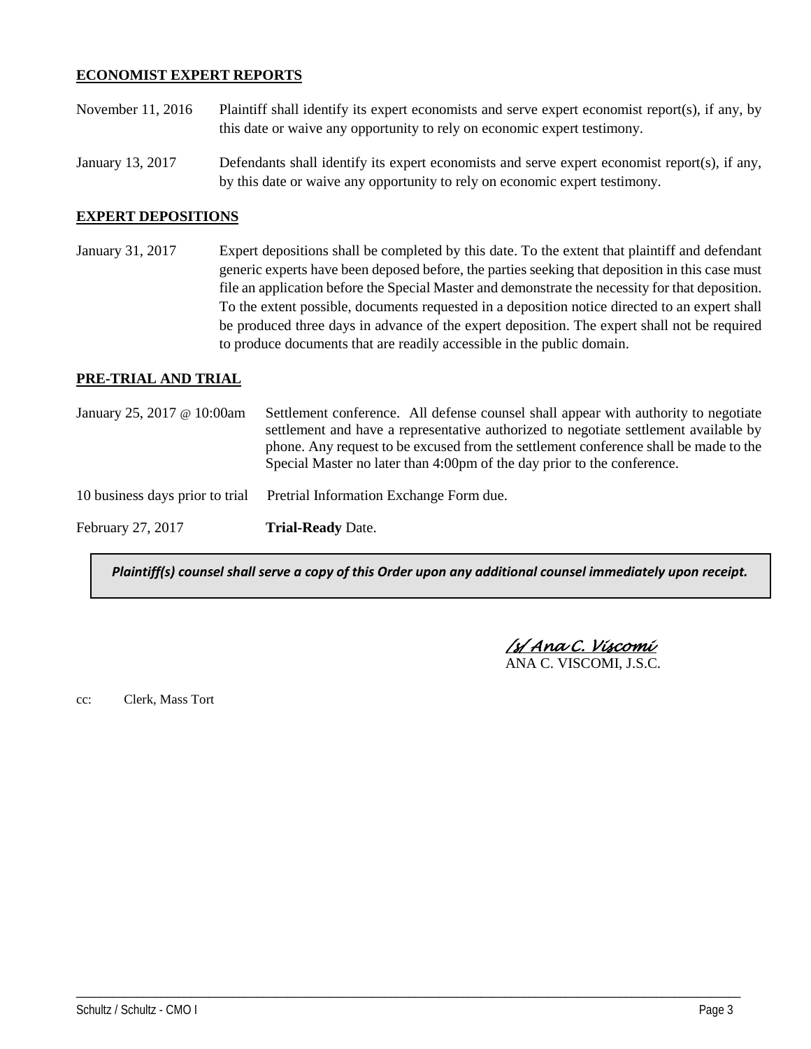**ECONOMIST EXPERT REPORTS**

| | |
|---|---|
| November 11, 2016 | Plaintiff shall identify its expert economists and serve expert economist report(s), if any, by this date or waive any opportunity to rely on economic expert testimony. |
| January 13, 2017 | Defendants shall identify its expert economists and serve expert economist report(s), if any, by this date or waive any opportunity to rely on economic expert testimony. |

**EXPERT DEPOSITIONS**

| | |
|---|---|
| January 31, 2017 | Expert depositions shall be completed by this date. To the extent that plaintiff and defendant generic experts have been deposed before, the parties seeking that deposition in this case must file an application before the Special Master and demonstrate the necessity for that deposition. To the extent possible, documents requested in a deposition notice directed to an expert shall be produced three days in advance of the expert deposition. The expert shall not be required to produce documents that are readily accessible in the public domain. |

**PRE-TRIAL AND TRIAL**

| | |
|---|---|
| January 25, 2017 @ 10:00am | Settlement conference. All defense counsel shall appear with authority to negotiate settlement and have a representative authorized to negotiate settlement available by phone. Any request to be excused from the settlement conference shall be made to the Special Master no later than 4:00pm of the day prior to the conference. |
| 10 business days prior to trial | Pretrial Information Exchange Form due. |
| February 27, 2017 | **Trial-Ready** Date. |

***Plaintiff(s) counsel shall serve a copy of this Order upon any additional counsel immediately upon receipt.***

/s/ Ana C. Viscomi
ANA C. VISCOMI, J.S.C.

cc: Clerk, Mass Tort